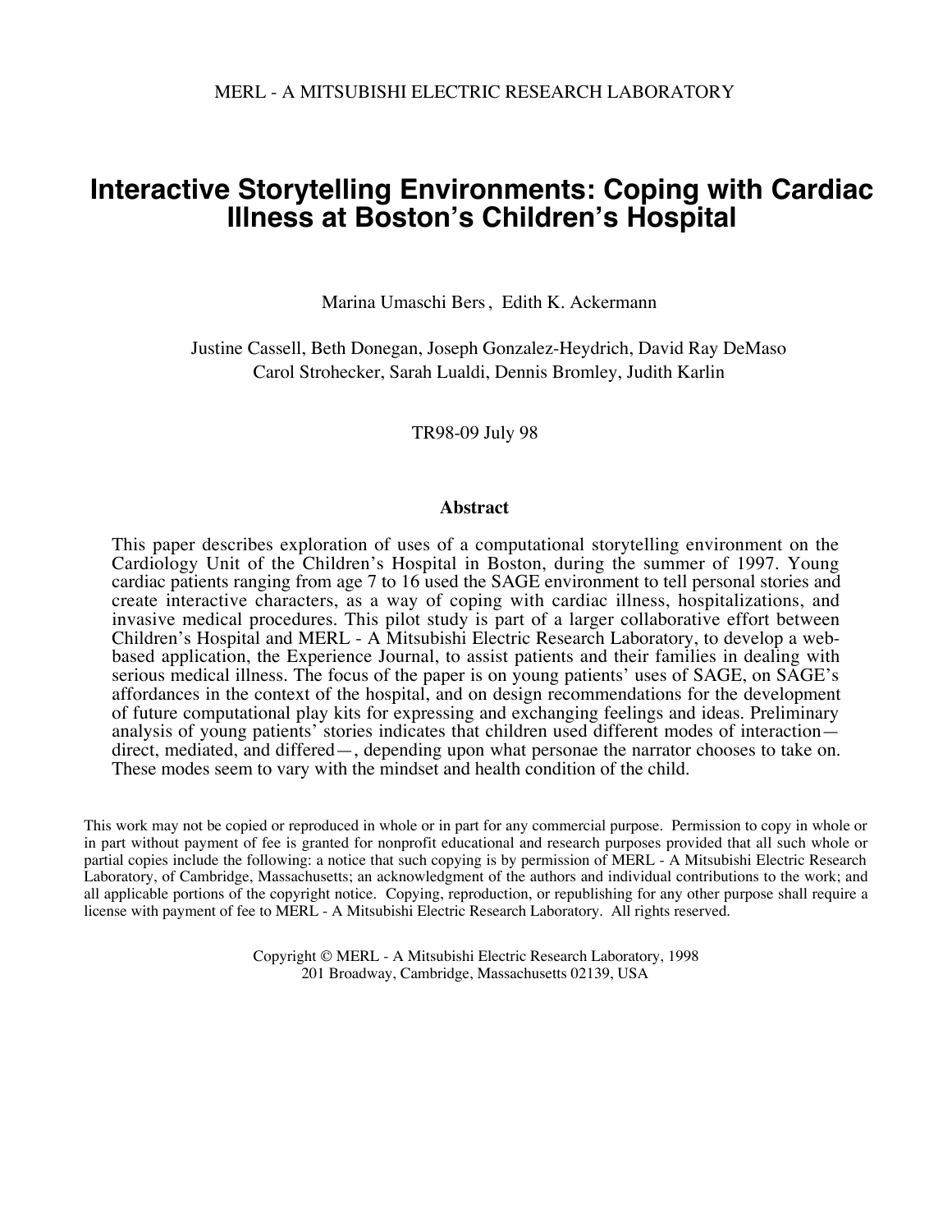MERL - A MITSUBISHI ELECTRIC RESEARCH LABORATORY

# Interactive Storytelling Environments: Coping with Cardiac Illness at Boston's Children's Hospital

Marina Umaschi Bers, Edith K. Ackermann

Justine Cassell, Beth Donegan, Joseph Gonzalez-Heydrich, David Ray DeMaso
Carol Strohecker, Sarah Lualdi, Dennis Bromley, Judith Karlin

TR98-09 July 98

## Abstract

This paper describes exploration of uses of a computational storytelling environment on the Cardiology Unit of the Children's Hospital in Boston, during the summer of 1997. Young cardiac patients ranging from age 7 to 16 used the SAGE environment to tell personal stories and create interactive characters, as a way of coping with cardiac illness, hospitalizations, and invasive medical procedures. This pilot study is part of a larger collaborative effort between Children's Hospital and MERL - A Mitsubishi Electric Research Laboratory, to develop a web-based application, the Experience Journal, to assist patients and their families in dealing with serious medical illness. The focus of the paper is on young patients' uses of SAGE, on SAGE's affordances in the context of the hospital, and on design recommendations for the development of future computational play kits for expressing and exchanging feelings and ideas. Preliminary analysis of young patients' stories indicates that children used different modes of interaction—direct, mediated, and differed—, depending upon what personae the narrator chooses to take on. These modes seem to vary with the mindset and health condition of the child.

This work may not be copied or reproduced in whole or in part for any commercial purpose. Permission to copy in whole or in part without payment of fee is granted for nonprofit educational and research purposes provided that all such whole or partial copies include the following: a notice that such copying is by permission of MERL - A Mitsubishi Electric Research Laboratory, of Cambridge, Massachusetts; an acknowledgment of the authors and individual contributions to the work; and all applicable portions of the copyright notice. Copying, reproduction, or republishing for any other purpose shall require a license with payment of fee to MERL - A Mitsubishi Electric Research Laboratory. All rights reserved.

Copyright © MERL - A Mitsubishi Electric Research Laboratory, 1998
201 Broadway, Cambridge, Massachusetts 02139, USA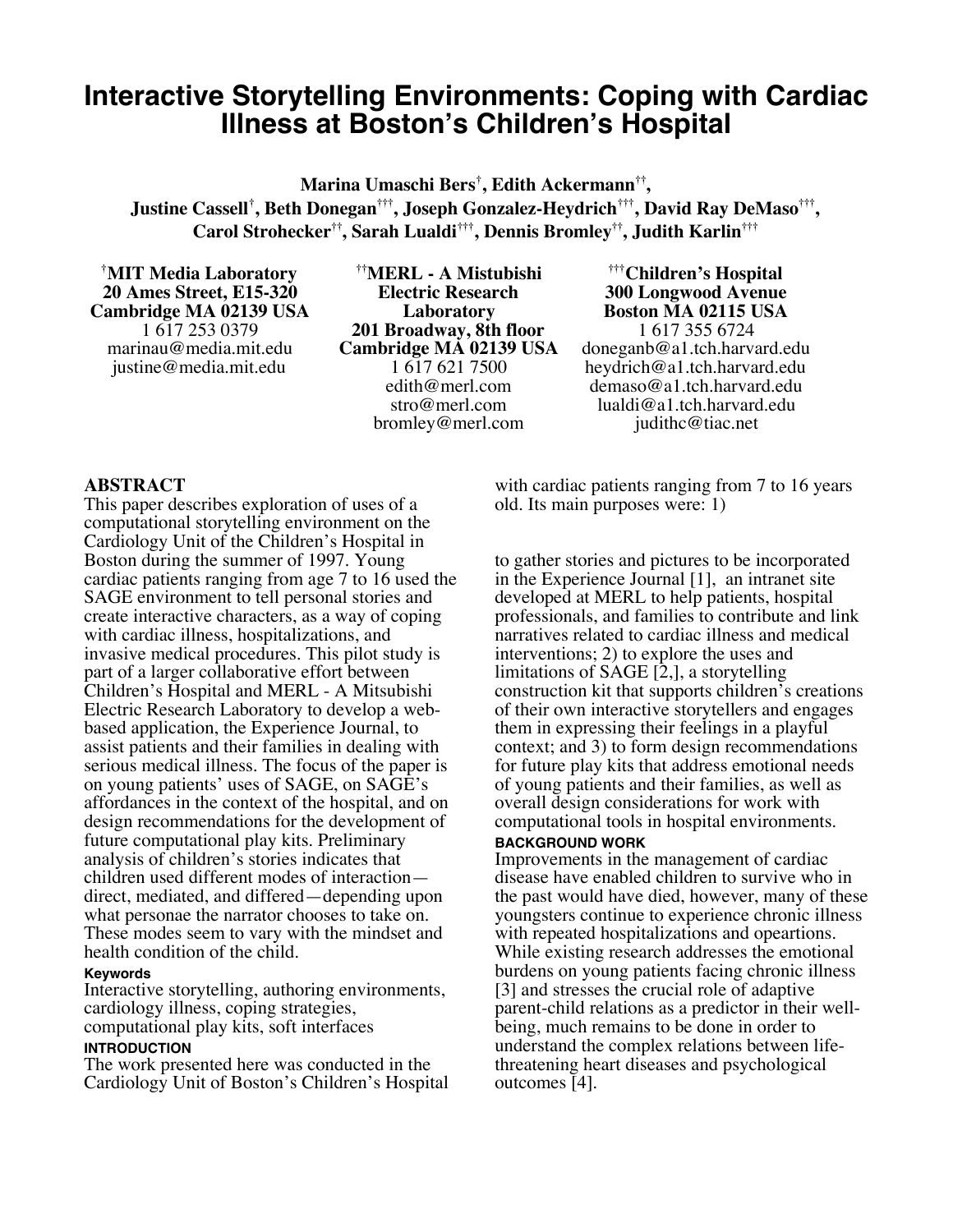# Interactive Storytelling Environments: Coping with Cardiac Illness at Boston's Children's Hospital

**Marina Umaschi Bers[†], Edith Ackermann[††], Justine Cassell[†], Beth Donegan[†††], Joseph Gonzalez-Heydrich[†††], David Ray DeMaso[†††], Carol Strohecker[††], Sarah Lualdi[†††], Dennis Bromley[††], Judith Karlin[†††]**

**[†]MIT Media Laboratory**
**20 Ames Street, E15-320**
**Cambridge MA 02139 USA**
1 617 253 0379
marinau@media.mit.edu
justine@media.mit.edu

**[††]MERL - A Mistubishi Electric Research Laboratory**
**201 Broadway, 8th floor**
**Cambridge MA 02139 USA**
1 617 621 7500
edith@merl.com
stro@merl.com
bromley@merl.com

**[†††]Children's Hospital**
**300 Longwood Avenue**
**Boston MA 02115 USA**
1 617 355 6724
doneganb@a1.tch.harvard.edu
heydrich@a1.tch.harvard.edu
demaso@a1.tch.harvard.edu
lualdi@a1.tch.harvard.edu
judithc@tiac.net

## ABSTRACT

This paper describes exploration of uses of a computational storytelling environment on the Cardiology Unit of the Children's Hospital in Boston during the summer of 1997. Young cardiac patients ranging from age 7 to 16 used the SAGE environment to tell personal stories and create interactive characters, as a way of coping with cardiac illness, hospitalizations, and invasive medical procedures. This pilot study is part of a larger collaborative effort between Children's Hospital and MERL - A Mitsubishi Electric Research Laboratory to develop a web-based application, the Experience Journal, to assist patients and their families in dealing with serious medical illness. The focus of the paper is on young patients' uses of SAGE, on SAGE's affordances in the context of the hospital, and on design recommendations for the development of future computational play kits. Preliminary analysis of children's stories indicates that children used different modes of interaction—direct, mediated, and differed—depending upon what personae the narrator chooses to take on. These modes seem to vary with the mindset and health condition of the child.

#### Keywords

Interactive storytelling, authoring environments, cardiology illness, coping strategies, computational play kits, soft interfaces

#### INTRODUCTION

The work presented here was conducted in the Cardiology Unit of Boston's Children's Hospital with cardiac patients ranging from 7 to 16 years old. Its main purposes were: 1) to gather stories and pictures to be incorporated in the Experience Journal [1], an intranet site developed at MERL to help patients, hospital professionals, and families to contribute and link narratives related to cardiac illness and medical interventions; 2) to explore the uses and limitations of SAGE [2,], a storytelling construction kit that supports children's creations of their own interactive storytellers and engages them in expressing their feelings in a playful context; and 3) to form design recommendations for future play kits that address emotional needs of young patients and their families, as well as overall design considerations for work with computational tools in hospital environments.

#### BACKGROUND WORK

Improvements in the management of cardiac disease have enabled children to survive who in the past would have died, however, many of these youngsters continue to experience chronic illness with repeated hospitalizations and opeartions. While existing research addresses the emotional burdens on young patients facing chronic illness [3] and stresses the crucial role of adaptive parent-child relations as a predictor in their well-being, much remains to be done in order to understand the complex relations between life-threatening heart diseases and psychological outcomes [4].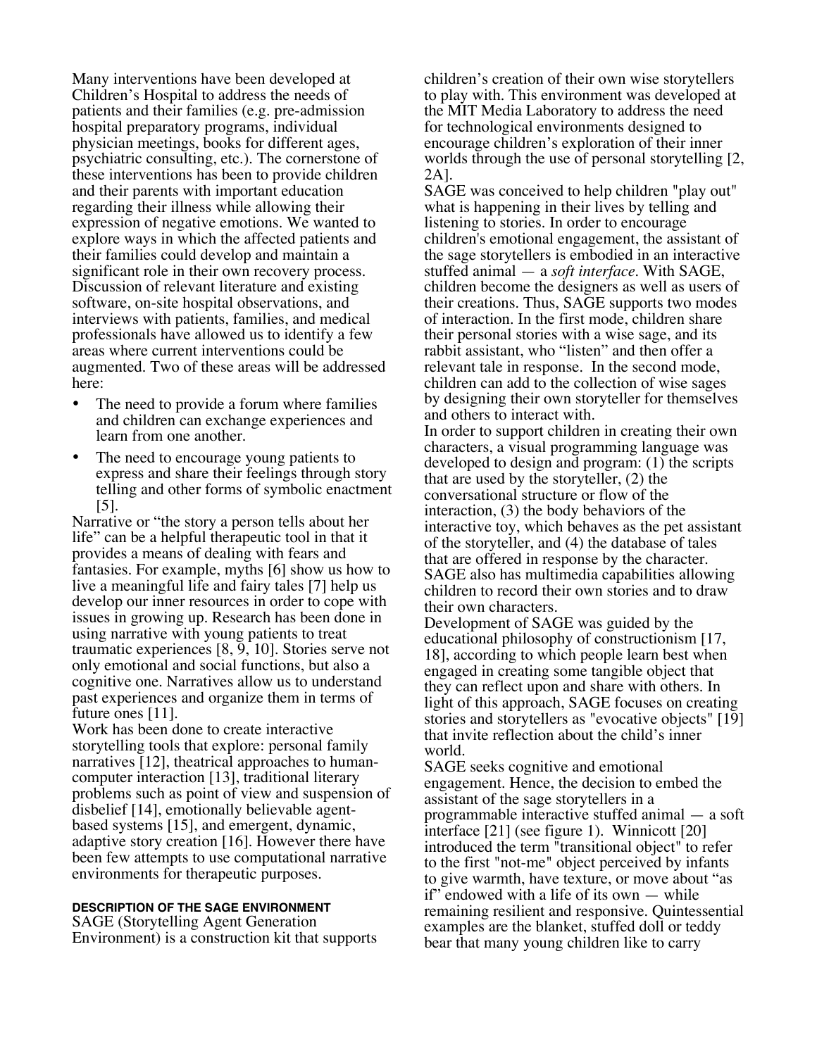Many interventions have been developed at Children's Hospital to address the needs of patients and their families (e.g. pre-admission hospital preparatory programs, individual physician meetings, books for different ages, psychiatric consulting, etc.). The cornerstone of these interventions has been to provide children and their parents with important education regarding their illness while allowing their expression of negative emotions. We wanted to explore ways in which the affected patients and their families could develop and maintain a significant role in their own recovery process. Discussion of relevant literature and existing software, on-site hospital observations, and interviews with patients, families, and medical professionals have allowed us to identify a few areas where current interventions could be augmented. Two of these areas will be addressed here:

- The need to provide a forum where families and children can exchange experiences and learn from one another.
- The need to encourage young patients to express and share their feelings through story telling and other forms of symbolic enactment [5].

Narrative or "the story a person tells about her life" can be a helpful therapeutic tool in that it provides a means of dealing with fears and fantasies. For example, myths [6] show us how to live a meaningful life and fairy tales [7] help us develop our inner resources in order to cope with issues in growing up. Research has been done in using narrative with young patients to treat traumatic experiences [8, 9, 10]. Stories serve not only emotional and social functions, but also a cognitive one. Narratives allow us to understand past experiences and organize them in terms of future ones [11].

Work has been done to create interactive storytelling tools that explore: personal family narratives [12], theatrical approaches to human-computer interaction [13], traditional literary problems such as point of view and suspension of disbelief [14], emotionally believable agent-based systems [15], and emergent, dynamic, adaptive story creation [16]. However there have been few attempts to use computational narrative environments for therapeutic purposes.

## DESCRIPTION OF THE SAGE ENVIRONMENT

SAGE (Storytelling Agent Generation Environment) is a construction kit that supports children's creation of their own wise storytellers to play with. This environment was developed at the MIT Media Laboratory to address the need for technological environments designed to encourage children's exploration of their inner worlds through the use of personal storytelling [2, 2A].

SAGE was conceived to help children "play out" what is happening in their lives by telling and listening to stories. In order to encourage children's emotional engagement, the assistant of the sage storytellers is embodied in an interactive stuffed animal — a *soft interface*. With SAGE, children become the designers as well as users of their creations. Thus, SAGE supports two modes of interaction. In the first mode, children share their personal stories with a wise sage, and its rabbit assistant, who "listen" and then offer a relevant tale in response. In the second mode, children can add to the collection of wise sages by designing their own storyteller for themselves and others to interact with.

In order to support children in creating their own characters, a visual programming language was developed to design and program: (1) the scripts that are used by the storyteller, (2) the conversational structure or flow of the interaction, (3) the body behaviors of the interactive toy, which behaves as the pet assistant of the storyteller, and (4) the database of tales that are offered in response by the character. SAGE also has multimedia capabilities allowing children to record their own stories and to draw their own characters.

Development of SAGE was guided by the educational philosophy of constructionism [17, 18], according to which people learn best when engaged in creating some tangible object that they can reflect upon and share with others. In light of this approach, SAGE focuses on creating stories and storytellers as "evocative objects" [19] that invite reflection about the child's inner world.

SAGE seeks cognitive and emotional engagement. Hence, the decision to embed the assistant of the sage storytellers in a programmable interactive stuffed animal — a soft interface [21] (see figure 1). Winnicott [20] introduced the term "transitional object" to refer to the first "not-me" object perceived by infants to give warmth, have texture, or move about "as if" endowed with a life of its own — while remaining resilient and responsive. Quintessential examples are the blanket, stuffed doll or teddy bear that many young children like to carry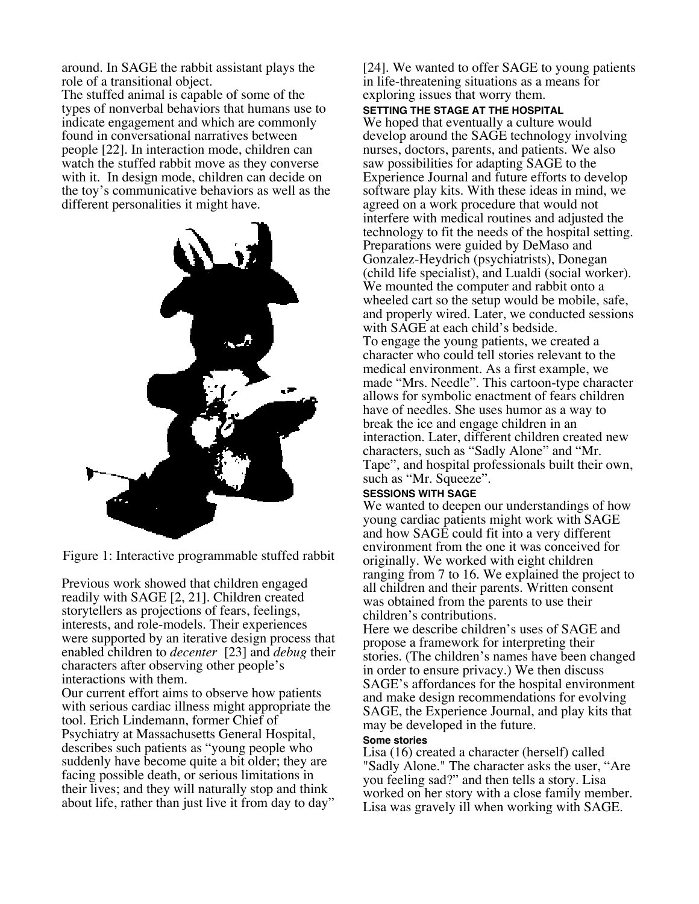around. In SAGE the rabbit assistant plays the role of a transitional object.

The stuffed animal is capable of some of the types of nonverbal behaviors that humans use to indicate engagement and which are commonly found in conversational narratives between people [22]. In interaction mode, children can watch the stuffed rabbit move as they converse with it. In design mode, children can decide on the toy's communicative behaviors as well as the different personalities it might have.

Figure 1: Interactive programmable stuffed rabbit

Previous work showed that children engaged readily with SAGE [2, 21]. Children created storytellers as projections of fears, feelings, interests, and role-models. Their experiences were supported by an iterative design process that enabled children to *decenter* [23] and *debug* their characters after observing other people's interactions with them.

Our current effort aims to observe how patients with serious cardiac illness might appropriate the tool. Erich Lindemann, former Chief of Psychiatry at Massachusetts General Hospital, describes such patients as "young people who suddenly have become quite a bit older; they are facing possible death, or serious limitations in their lives; and they will naturally stop and think about life, rather than just live it from day to day" [24]. We wanted to offer SAGE to young patients in life-threatening situations as a means for exploring issues that worry them.

### SETTING THE STAGE AT THE HOSPITAL

We hoped that eventually a culture would develop around the SAGE technology involving nurses, doctors, parents, and patients. We also saw possibilities for adapting SAGE to the Experience Journal and future efforts to develop software play kits. With these ideas in mind, we agreed on a work procedure that would not interfere with medical routines and adjusted the technology to fit the needs of the hospital setting. Preparations were guided by DeMaso and Gonzalez-Heydrich (psychiatrists), Donegan (child life specialist), and Lualdi (social worker). We mounted the computer and rabbit onto a wheeled cart so the setup would be mobile, safe, and properly wired. Later, we conducted sessions with SAGE at each child's bedside.

To engage the young patients, we created a character who could tell stories relevant to the medical environment. As a first example, we made "Mrs. Needle". This cartoon-type character allows for symbolic enactment of fears children have of needles. She uses humor as a way to break the ice and engage children in an interaction. Later, different children created new characters, such as "Sadly Alone" and "Mr. Tape", and hospital professionals built their own, such as "Mr. Squeeze".

### SESSIONS WITH SAGE

We wanted to deepen our understandings of how young cardiac patients might work with SAGE and how SAGE could fit into a very different environment from the one it was conceived for originally. We worked with eight children ranging from 7 to 16. We explained the project to all children and their parents. Written consent was obtained from the parents to use their children's contributions.

Here we describe children's uses of SAGE and propose a framework for interpreting their stories. (The children's names have been changed in order to ensure privacy.) We then discuss SAGE's affordances for the hospital environment and make design recommendations for evolving SAGE, the Experience Journal, and play kits that may be developed in the future.

#### Some stories

Lisa (16) created a character (herself) called "Sadly Alone." The character asks the user, "Are you feeling sad?" and then tells a story. Lisa worked on her story with a close family member. Lisa was gravely ill when working with SAGE.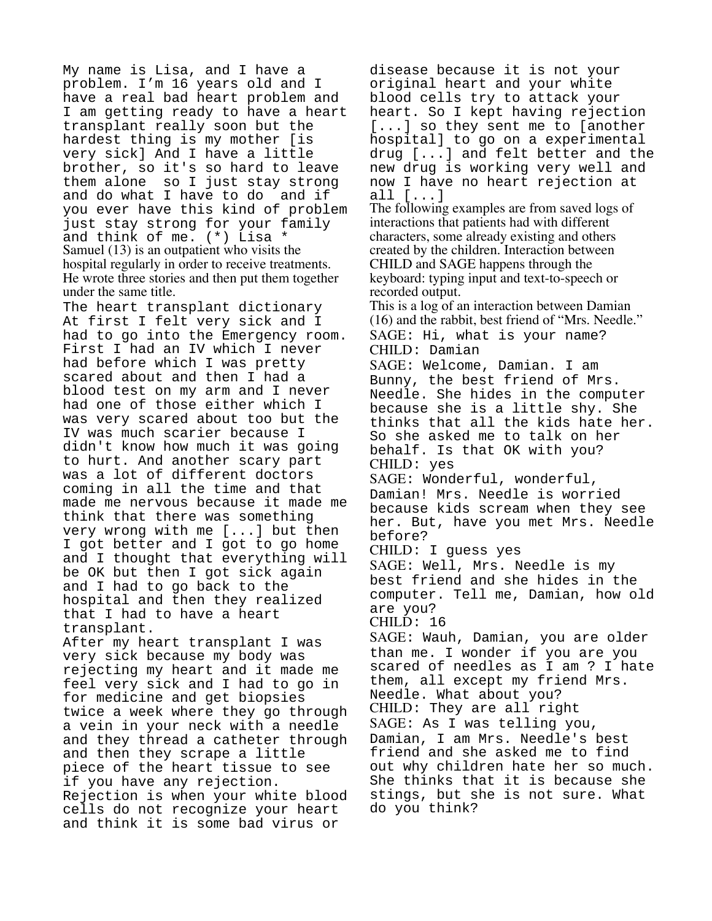My name is Lisa, and I have a problem. I'm 16 years old and I have a real bad heart problem and I am getting ready to have a heart transplant really soon but the hardest thing is my mother [is very sick] And I have a little brother, so it's so hard to leave them alone so I just stay strong and do what I have to do and if you ever have this kind of problem just stay strong for your family and think of me. (*) Lisa *

Samuel (13) is an outpatient who visits the hospital regularly in order to receive treatments. He wrote three stories and then put them together under the same title.

The heart transplant dictionary

At first I felt very sick and I had to go into the Emergency room. First I had an IV which I never had before which I was pretty scared about and then I had a blood test on my arm and I never had one of those either which I was very scared about too but the IV was much scarier because I didn't know how much it was going to hurt. And another scary part was a lot of different doctors coming in all the time and that made me nervous because it made me think that there was something very wrong with me [...] but then I got better and I got to go home and I thought that everything will be OK but then I got sick again and I had to go back to the hospital and then they realized that I had to have a heart transplant.

After my heart transplant I was very sick because my body was rejecting my heart and it made me feel very sick and I had to go in for medicine and get biopsies twice a week where they go through a vein in your neck with a needle and they thread a catheter through and then they scrape a little piece of the heart tissue to see if you have any rejection. Rejection is when your white blood cells do not recognize your heart and think it is some bad virus or disease because it is not your original heart and your white blood cells try to attack your heart. So I kept having rejection [...] so they sent me to [another hospital] to go on a experimental drug [...] and felt better and the new drug is working very well and now I have no heart rejection at all [...]

The following examples are from saved logs of interactions that patients had with different characters, some already existing and others created by the children. Interaction between CHILD and SAGE happens through the keyboard: typing input and text-to-speech or recorded output.

This is a log of an interaction between Damian (16) and the rabbit, best friend of "Mrs. Needle."

SAGE: Hi, what is your name?
CHILD: Damian
SAGE: Welcome, Damian. I am Bunny, the best friend of Mrs. Needle. She hides in the computer because she is a little shy. She thinks that all the kids hate her. So she asked me to talk on her behalf. Is that OK with you?
CHILD: yes
SAGE: Wonderful, wonderful, Damian! Mrs. Needle is worried because kids scream when they see her. But, have you met Mrs. Needle before?
CHILD: I guess yes
SAGE: Well, Mrs. Needle is my best friend and she hides in the computer. Tell me, Damian, how old are you?
CHILD: 16
SAGE: Wauh, Damian, you are older than me. I wonder if you are you scared of needles as I am ? I hate them, all except my friend Mrs. Needle. What about you?
CHILD: They are all right
SAGE: As I was telling you, Damian, I am Mrs. Needle's best friend and she asked me to find out why children hate her so much. She thinks that it is because she stings, but she is not sure. What do you think?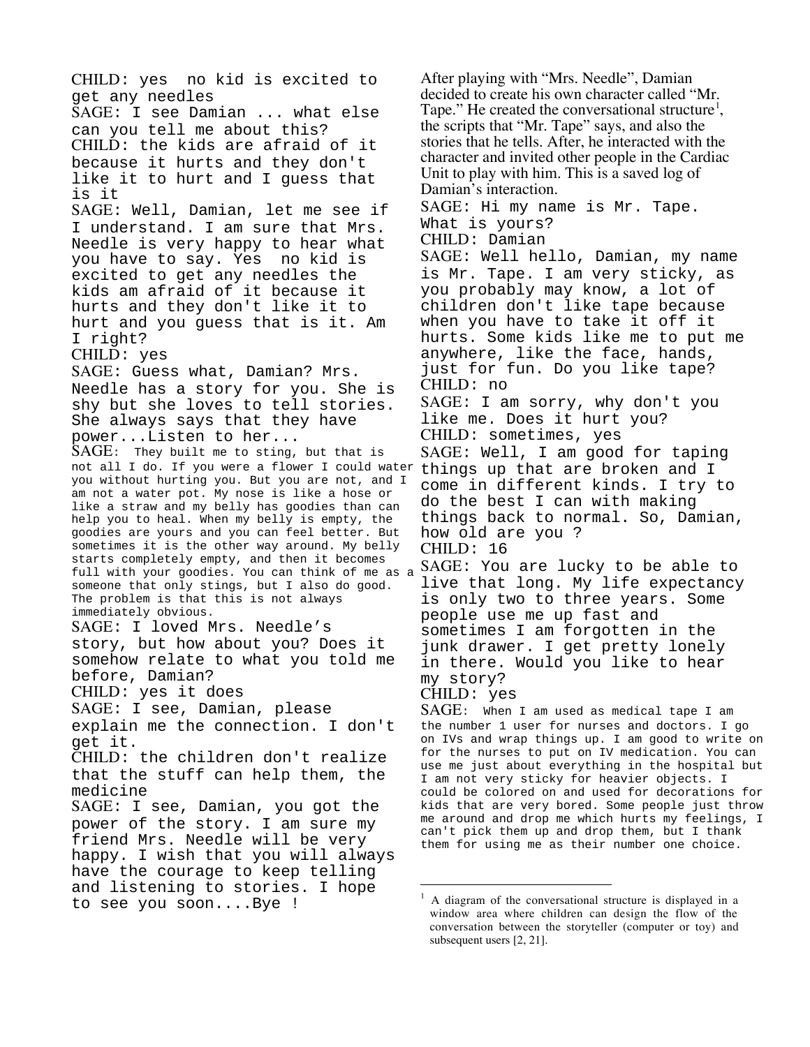CHILD: yes  no kid is excited to get any needles

SAGE: I see Damian ... what else can you tell me about this?

CHILD: the kids are afraid of it because it hurts and they don't like it to hurt and I guess that is it

SAGE: Well, Damian, let me see if I understand. I am sure that Mrs. Needle is very happy to hear what you have to say. Yes  no kid is excited to get any needles the kids am afraid of it because it hurts and they don't like it to hurt and you guess that is it. Am I right?

CHILD: yes

SAGE: Guess what, Damian? Mrs. Needle has a story for you. She is shy but she loves to tell stories. She always says that they have power...Listen to her...

SAGE: They built me to sting, but that is not all I do. If you were a flower I could water you without hurting you. But you are not, and I am not a water pot. My nose is like a hose or like a straw and my belly has goodies than can help you to heal. When my belly is empty, the goodies are yours and you can feel better. But sometimes it is the other way around. My belly starts completely empty, and then it becomes full with your goodies. You can think of me as a someone that only stings, but I also do good. The problem is that this is not always immediately obvious.

SAGE: I loved Mrs. Needle's story, but how about you? Does it somehow relate to what you told me before, Damian?

CHILD: yes it does

SAGE: I see, Damian, please explain me the connection. I don't get it.

CHILD: the children don't realize that the stuff can help them, the medicine

SAGE: I see, Damian, you got the power of the story. I am sure my friend Mrs. Needle will be very happy. I wish that you will always have the courage to keep telling and listening to stories. I hope to see you soon....Bye !

After playing with "Mrs. Needle", Damian decided to create his own character called "Mr. Tape." He created the conversational structure[1], the scripts that "Mr. Tape" says, and also the stories that he tells. After, he interacted with the character and invited other people in the Cardiac Unit to play with him. This is a saved log of Damian's interaction.

SAGE: Hi my name is Mr. Tape. What is yours?

CHILD: Damian

SAGE: Well hello, Damian, my name is Mr. Tape. I am very sticky, as you probably may know, a lot of children don't like tape because when you have to take it off it hurts. Some kids like me to put me anywhere, like the face, hands, just for fun. Do you like tape?

CHILD: no

SAGE: I am sorry, why don't you like me. Does it hurt you?

CHILD: sometimes, yes

SAGE: Well, I am good for taping things up that are broken and I come in different kinds. I try to do the best I can with making things back to normal. So, Damian, how old are you ?

CHILD: 16

SAGE: You are lucky to be able to live that long. My life expectancy is only two to three years. Some people use me up fast and sometimes I am forgotten in the junk drawer. I get pretty lonely in there. Would you like to hear my story?

CHILD: yes

SAGE: When I am used as medical tape I am the number 1 user for nurses and doctors. I go on IVs and wrap things up. I am good to write on for the nurses to put on IV medication. You can use me just about everything in the hospital but I am not very sticky for heavier objects. I could be colored on and used for decorations for kids that are very bored. Some people just throw me around and drop me which hurts my feelings, I can't pick them up and drop them, but I thank them for using me as their number one choice.

[1] A diagram of the conversational structure is displayed in a window area where children can design the flow of the conversation between the storyteller (computer or toy) and subsequent users [2, 21].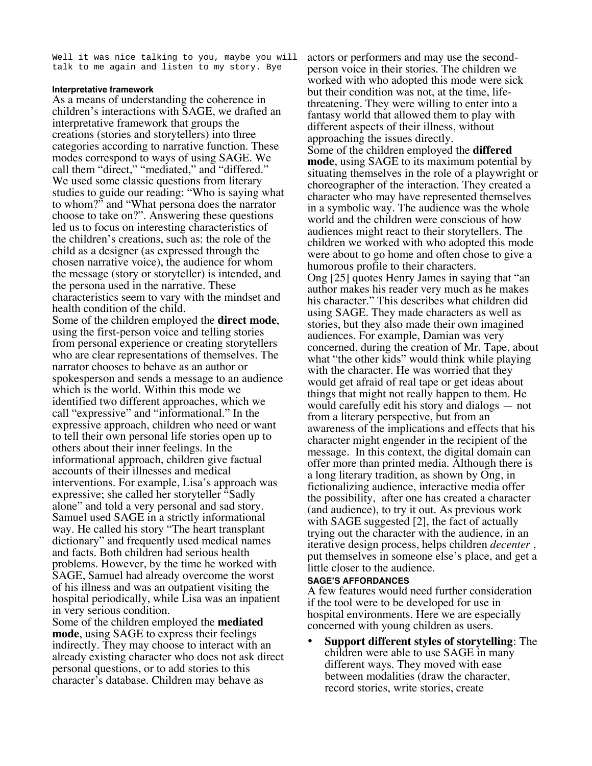```
Well it was nice talking to you, maybe you will
talk to me again and listen to my story. Bye
```

#### Interpretative framework

As a means of understanding the coherence in children's interactions with SAGE, we drafted an interpretative framework that groups the creations (stories and storytellers) into three categories according to narrative function. These modes correspond to ways of using SAGE. We call them "direct," "mediated," and "differed." We used some classic questions from literary studies to guide our reading: "Who is saying what to whom?" and "What persona does the narrator choose to take on?". Answering these questions led us to focus on interesting characteristics of the children's creations, such as: the role of the child as a designer (as expressed through the chosen narrative voice), the audience for whom the message (story or storyteller) is intended, and the persona used in the narrative. These characteristics seem to vary with the mindset and health condition of the child.

Some of the children employed the **direct mode**, using the first-person voice and telling stories from personal experience or creating storytellers who are clear representations of themselves. The narrator chooses to behave as an author or spokesperson and sends a message to an audience which is the world. Within this mode we identified two different approaches, which we call "expressive" and "informational." In the expressive approach, children who need or want to tell their own personal life stories open up to others about their inner feelings. In the informational approach, children give factual accounts of their illnesses and medical interventions. For example, Lisa's approach was expressive; she called her storyteller "Sadly alone" and told a very personal and sad story. Samuel used SAGE in a strictly informational way. He called his story "The heart transplant dictionary" and frequently used medical names and facts. Both children had serious health problems. However, by the time he worked with SAGE, Samuel had already overcome the worst of his illness and was an outpatient visiting the hospital periodically, while Lisa was an inpatient in very serious condition.

Some of the children employed the **mediated mode**, using SAGE to express their feelings indirectly. They may choose to interact with an already existing character who does not ask direct personal questions, or to add stories to this character's database. Children may behave as actors or performers and may use the second-person voice in their stories. The children we worked with who adopted this mode were sick but their condition was not, at the time, life-threatening. They were willing to enter into a fantasy world that allowed them to play with different aspects of their illness, without approaching the issues directly.

Some of the children employed the **differed mode**, using SAGE to its maximum potential by situating themselves in the role of a playwright or choreographer of the interaction. They created a character who may have represented themselves in a symbolic way. The audience was the whole world and the children were conscious of how audiences might react to their storytellers. The children we worked with who adopted this mode were about to go home and often chose to give a humorous profile to their characters.

Ong [25] quotes Henry James in saying that "an author makes his reader very much as he makes his character." This describes what children did using SAGE. They made characters as well as stories, but they also made their own imagined audiences. For example, Damian was very concerned, during the creation of Mr. Tape, about what "the other kids" would think while playing with the character. He was worried that they would get afraid of real tape or get ideas about things that might not really happen to them. He would carefully edit his story and dialogs — not from a literary perspective, but from an awareness of the implications and effects that his character might engender in the recipient of the message. In this context, the digital domain can offer more than printed media. Although there is a long literary tradition, as shown by Ong, in fictionalizing audience, interactive media offer the possibility, after one has created a character (and audience), to try it out. As previous work with SAGE suggested [2], the fact of actually trying out the character with the audience, in an iterative design process, helps children *decenter* , put themselves in someone else's place, and get a little closer to the audience.

### SAGE'S AFFORDANCES

A few features would need further consideration if the tool were to be developed for use in hospital environments. Here we are especially concerned with young children as users.

- **Support different styles of storytelling**: The children were able to use SAGE in many different ways. They moved with ease between modalities (draw the character, record stories, write stories, create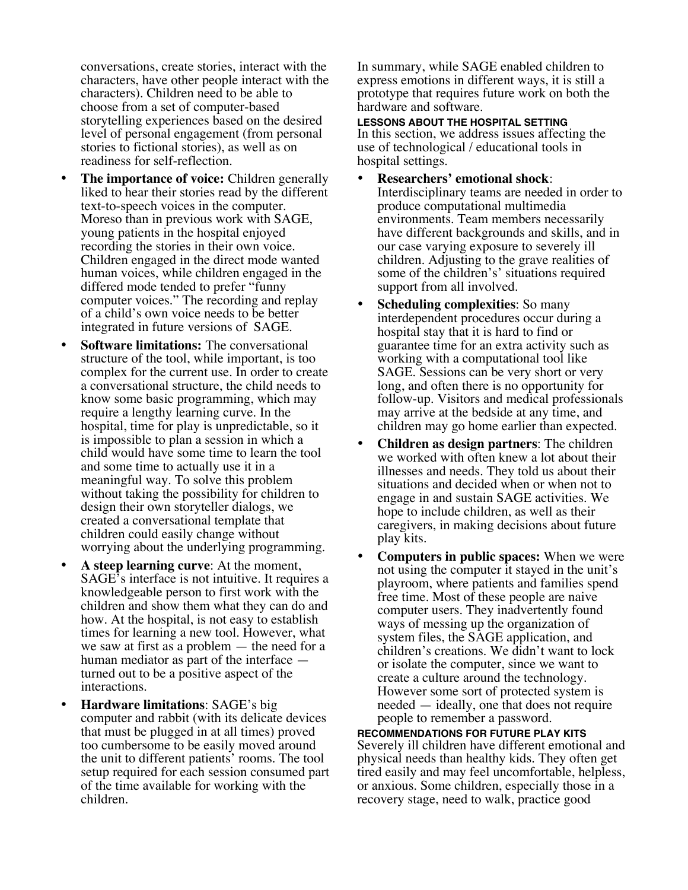conversations, create stories, interact with the characters, have other people interact with the characters). Children need to be able to choose from a set of computer-based storytelling experiences based on the desired level of personal engagement (from personal stories to fictional stories), as well as on readiness for self-reflection.

- **The importance of voice:** Children generally liked to hear their stories read by the different text-to-speech voices in the computer. Moreso than in previous work with SAGE, young patients in the hospital enjoyed recording the stories in their own voice. Children engaged in the direct mode wanted human voices, while children engaged in the differed mode tended to prefer "funny computer voices." The recording and replay of a child's own voice needs to be better integrated in future versions of SAGE.
- **Software limitations:** The conversational structure of the tool, while important, is too complex for the current use. In order to create a conversational structure, the child needs to know some basic programming, which may require a lengthy learning curve. In the hospital, time for play is unpredictable, so it is impossible to plan a session in which a child would have some time to learn the tool and some time to actually use it in a meaningful way. To solve this problem without taking the possibility for children to design their own storyteller dialogs, we created a conversational template that children could easily change without worrying about the underlying programming.
- **A steep learning curve**: At the moment, SAGE's interface is not intuitive. It requires a knowledgeable person to first work with the children and show them what they can do and how. At the hospital, is not easy to establish times for learning a new tool. However, what we saw at first as a problem — the need for a human mediator as part of the interface — turned out to be a positive aspect of the interactions.
- **Hardware limitations**: SAGE's big computer and rabbit (with its delicate devices that must be plugged in at all times) proved too cumbersome to be easily moved around the unit to different patients' rooms. The tool setup required for each session consumed part of the time available for working with the children.

In summary, while SAGE enabled children to express emotions in different ways, it is still a prototype that requires future work on both the hardware and software.

#### LESSONS ABOUT THE HOSPITAL SETTING

In this section, we address issues affecting the use of technological / educational tools in hospital settings.

- **Researchers' emotional shock**: Interdisciplinary teams are needed in order to produce computational multimedia environments. Team members necessarily have different backgrounds and skills, and in our case varying exposure to severely ill children. Adjusting to the grave realities of some of the children's' situations required support from all involved.
- **Scheduling complexities**: So many interdependent procedures occur during a hospital stay that it is hard to find or guarantee time for an extra activity such as working with a computational tool like SAGE. Sessions can be very short or very long, and often there is no opportunity for follow-up. Visitors and medical professionals may arrive at the bedside at any time, and children may go home earlier than expected.
- **Children as design partners**: The children we worked with often knew a lot about their illnesses and needs. They told us about their situations and decided when or when not to engage in and sustain SAGE activities. We hope to include children, as well as their caregivers, in making decisions about future play kits.
- **Computers in public spaces:** When we were not using the computer it stayed in the unit's playroom, where patients and families spend free time. Most of these people are naive computer users. They inadvertently found ways of messing up the organization of system files, the SAGE application, and children's creations. We didn't want to lock or isolate the computer, since we want to create a culture around the technology. However some sort of protected system is needed — ideally, one that does not require people to remember a password.

#### RECOMMENDATIONS FOR FUTURE PLAY KITS

Severely ill children have different emotional and physical needs than healthy kids. They often get tired easily and may feel uncomfortable, helpless, or anxious. Some children, especially those in a recovery stage, need to walk, practice good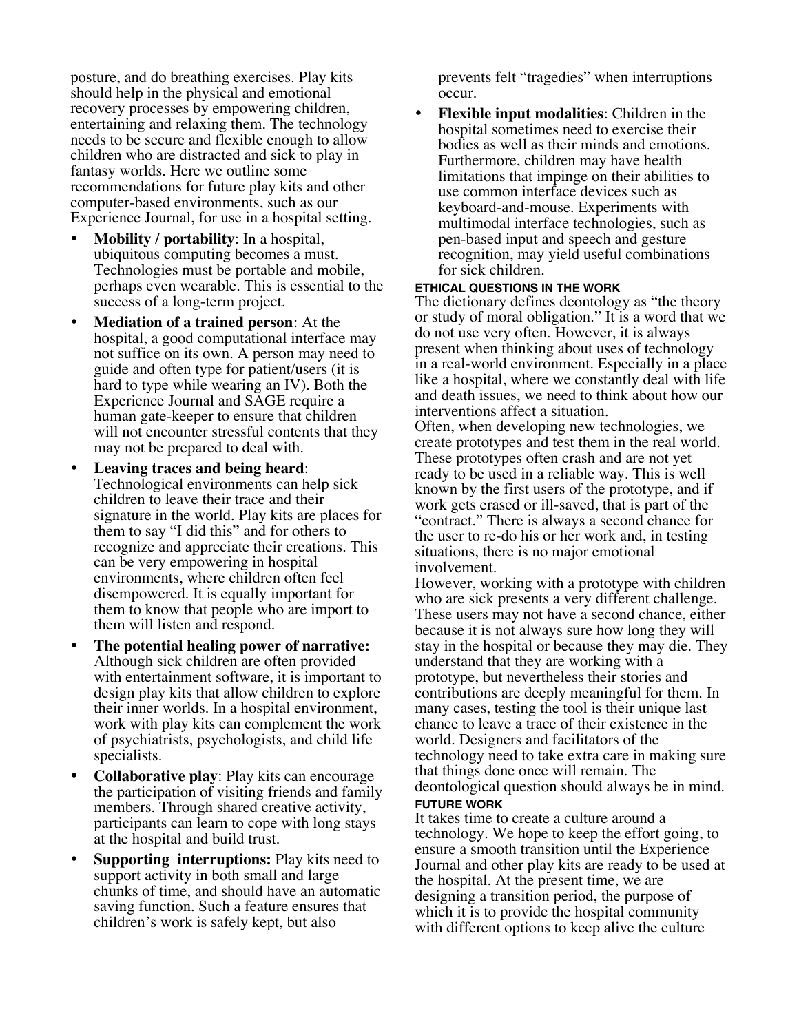posture, and do breathing exercises. Play kits should help in the physical and emotional recovery processes by empowering children, entertaining and relaxing them. The technology needs to be secure and flexible enough to allow children who are distracted and sick to play in fantasy worlds. Here we outline some recommendations for future play kits and other computer-based environments, such as our Experience Journal, for use in a hospital setting.

- **Mobility / portability**: In a hospital, ubiquitous computing becomes a must. Technologies must be portable and mobile, perhaps even wearable. This is essential to the success of a long-term project.
- **Mediation of a trained person**: At the hospital, a good computational interface may not suffice on its own. A person may need to guide and often type for patient/users (it is hard to type while wearing an IV). Both the Experience Journal and SAGE require a human gate-keeper to ensure that children will not encounter stressful contents that they may not be prepared to deal with.
- **Leaving traces and being heard**: Technological environments can help sick children to leave their trace and their signature in the world. Play kits are places for them to say "I did this" and for others to recognize and appreciate their creations. This can be very empowering in hospital environments, where children often feel disempowered. It is equally important for them to know that people who are import to them will listen and respond.
- **The potential healing power of narrative:** Although sick children are often provided with entertainment software, it is important to design play kits that allow children to explore their inner worlds. In a hospital environment, work with play kits can complement the work of psychiatrists, psychologists, and child life specialists.
- **Collaborative play**: Play kits can encourage the participation of visiting friends and family members. Through shared creative activity, participants can learn to cope with long stays at the hospital and build trust.
- **Supporting interruptions:** Play kits need to support activity in both small and large chunks of time, and should have an automatic saving function. Such a feature ensures that children's work is safely kept, but also prevents felt "tragedies" when interruptions occur.
- **Flexible input modalities**: Children in the hospital sometimes need to exercise their bodies as well as their minds and emotions. Furthermore, children may have health limitations that impinge on their abilities to use common interface devices such as keyboard-and-mouse. Experiments with multimodal interface technologies, such as pen-based input and speech and gesture recognition, may yield useful combinations for sick children.

#### ETHICAL QUESTIONS IN THE WORK

The dictionary defines deontology as "the theory or study of moral obligation." It is a word that we do not use very often. However, it is always present when thinking about uses of technology in a real-world environment. Especially in a place like a hospital, where we constantly deal with life and death issues, we need to think about how our interventions affect a situation.

Often, when developing new technologies, we create prototypes and test them in the real world. These prototypes often crash and are not yet ready to be used in a reliable way. This is well known by the first users of the prototype, and if work gets erased or ill-saved, that is part of the "contract." There is always a second chance for the user to re-do his or her work and, in testing situations, there is no major emotional involvement.

However, working with a prototype with children who are sick presents a very different challenge. These users may not have a second chance, either because it is not always sure how long they will stay in the hospital or because they may die. They understand that they are working with a prototype, but nevertheless their stories and contributions are deeply meaningful for them. In many cases, testing the tool is their unique last chance to leave a trace of their existence in the world. Designers and facilitators of the technology need to take extra care in making sure that things done once will remain. The deontological question should always be in mind.

#### FUTURE WORK

It takes time to create a culture around a technology. We hope to keep the effort going, to ensure a smooth transition until the Experience Journal and other play kits are ready to be used at the hospital. At the present time, we are designing a transition period, the purpose of which it is to provide the hospital community with different options to keep alive the culture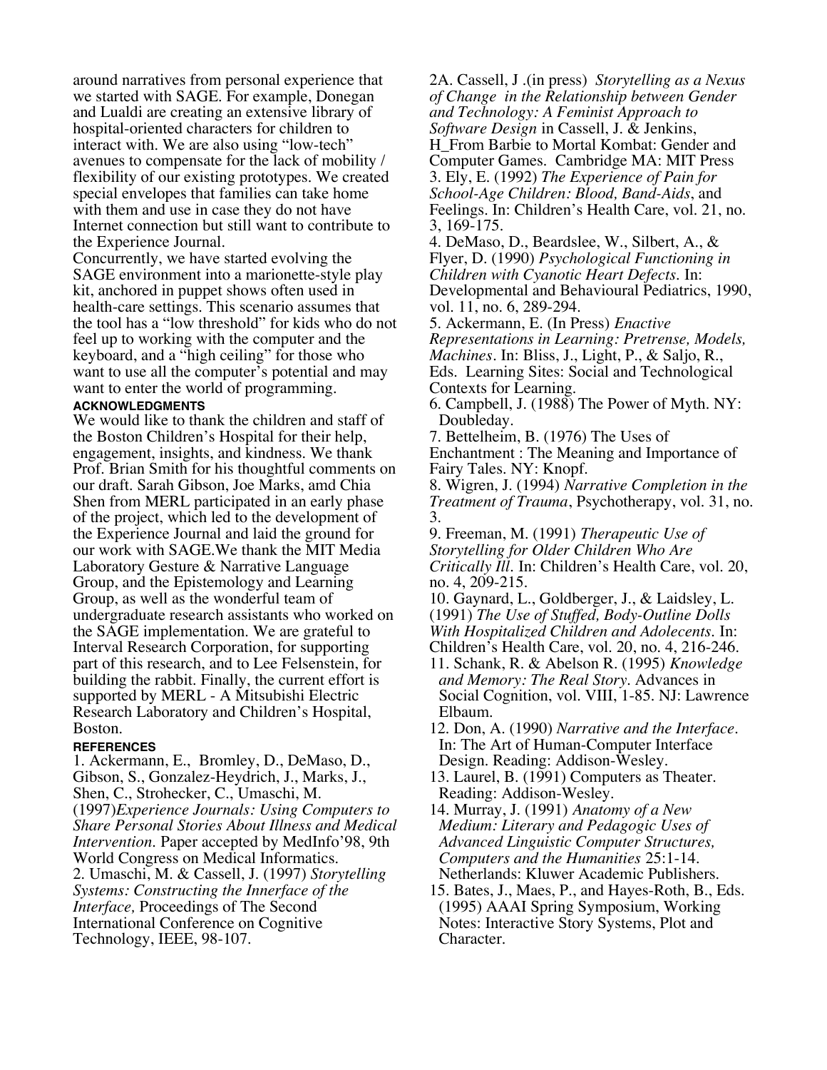around narratives from personal experience that we started with SAGE. For example, Donegan and Lualdi are creating an extensive library of hospital-oriented characters for children to interact with. We are also using "low-tech" avenues to compensate for the lack of mobility / flexibility of our existing prototypes. We created special envelopes that families can take home with them and use in case they do not have Internet connection but still want to contribute to the Experience Journal.

Concurrently, we have started evolving the SAGE environment into a marionette-style play kit, anchored in puppet shows often used in health-care settings. This scenario assumes that the tool has a "low threshold" for kids who do not feel up to working with the computer and the keyboard, and a "high ceiling" for those who want to use all the computer's potential and may want to enter the world of programming.

## ACKNOWLEDGMENTS

We would like to thank the children and staff of the Boston Children's Hospital for their help, engagement, insights, and kindness. We thank Prof. Brian Smith for his thoughtful comments on our draft. Sarah Gibson, Joe Marks, amd Chia Shen from MERL participated in an early phase of the project, which led to the development of the Experience Journal and laid the ground for our work with SAGE.We thank the MIT Media Laboratory Gesture & Narrative Language Group, and the Epistemology and Learning Group, as well as the wonderful team of undergraduate research assistants who worked on the SAGE implementation. We are grateful to Interval Research Corporation, for supporting part of this research, and to Lee Felsenstein, for building the rabbit. Finally, the current effort is supported by MERL - A Mitsubishi Electric Research Laboratory and Children's Hospital, Boston.

## REFERENCES

1. Ackermann, E., Bromley, D., DeMaso, D., Gibson, S., Gonzalez-Heydrich, J., Marks, J., Shen, C., Strohecker, C., Umaschi, M. (1997)*Experience Journals: Using Computers to Share Personal Stories About Illness and Medical Intervention.* Paper accepted by MedInfo'98, 9th World Congress on Medical Informatics.
2. Umaschi, M. & Cassell, J. (1997) *Storytelling Systems: Constructing the Innerface of the Interface,* Proceedings of The Second International Conference on Cognitive Technology, IEEE, 98-107.

2A. Cassell, J .(in press) *Storytelling as a Nexus of Change in the Relationship between Gender and Technology: A Feminist Approach to Software Design* in Cassell, J. & Jenkins, H_From Barbie to Mortal Kombat: Gender and Computer Games. Cambridge MA: MIT Press

3. Ely, E. (1992) *The Experience of Pain for School-Age Children: Blood, Band-Aids*, and Feelings. In: Children's Health Care, vol. 21, no. 3, 169-175.
4. DeMaso, D., Beardslee, W., Silbert, A., & Flyer, D. (1990) *Psychological Functioning in Children with Cyanotic Heart Defects.* In: Developmental and Behavioural Pediatrics, 1990, vol. 11, no. 6, 289-294.
5. Ackermann, E. (In Press) *Enactive Representations in Learning: Pretrense, Models, Machines*. In: Bliss, J., Light, P., & Saljo, R., Eds. Learning Sites: Social and Technological Contexts for Learning.
6. Campbell, J. (1988) The Power of Myth. NY: Doubleday.
7. Bettelheim, B. (1976) The Uses of Enchantment : The Meaning and Importance of Fairy Tales. NY: Knopf.
8. Wigren, J. (1994) *Narrative Completion in the Treatment of Trauma*, Psychotherapy, vol. 31, no. 3.
9. Freeman, M. (1991) *Therapeutic Use of Storytelling for Older Children Who Are Critically Ill.* In: Children's Health Care, vol. 20, no. 4, 209-215.
10. Gaynard, L., Goldberger, J., & Laidsley, L. (1991) *The Use of Stuffed, Body-Outline Dolls With Hospitalized Children and Adolescents.* In: Children's Health Care, vol. 20, no. 4, 216-246.
11. Schank, R. & Abelson R. (1995) *Knowledge and Memory: The Real Story.* Advances in Social Cognition, vol. VIII, 1-85. NJ: Lawrence Elbaum.
12. Don, A. (1990) *Narrative and the Interface*. In: The Art of Human-Computer Interface Design. Reading: Addison-Wesley.
13. Laurel, B. (1991) Computers as Theater. Reading: Addison-Wesley.
14. Murray, J. (1991) *Anatomy of a New Medium: Literary and Pedagogic Uses of Advanced Linguistic Computer Structures, Computers and the Humanities* 25:1-14. Netherlands: Kluwer Academic Publishers.
15. Bates, J., Maes, P., and Hayes-Roth, B., Eds. (1995) AAAI Spring Symposium, Working Notes: Interactive Story Systems, Plot and Character.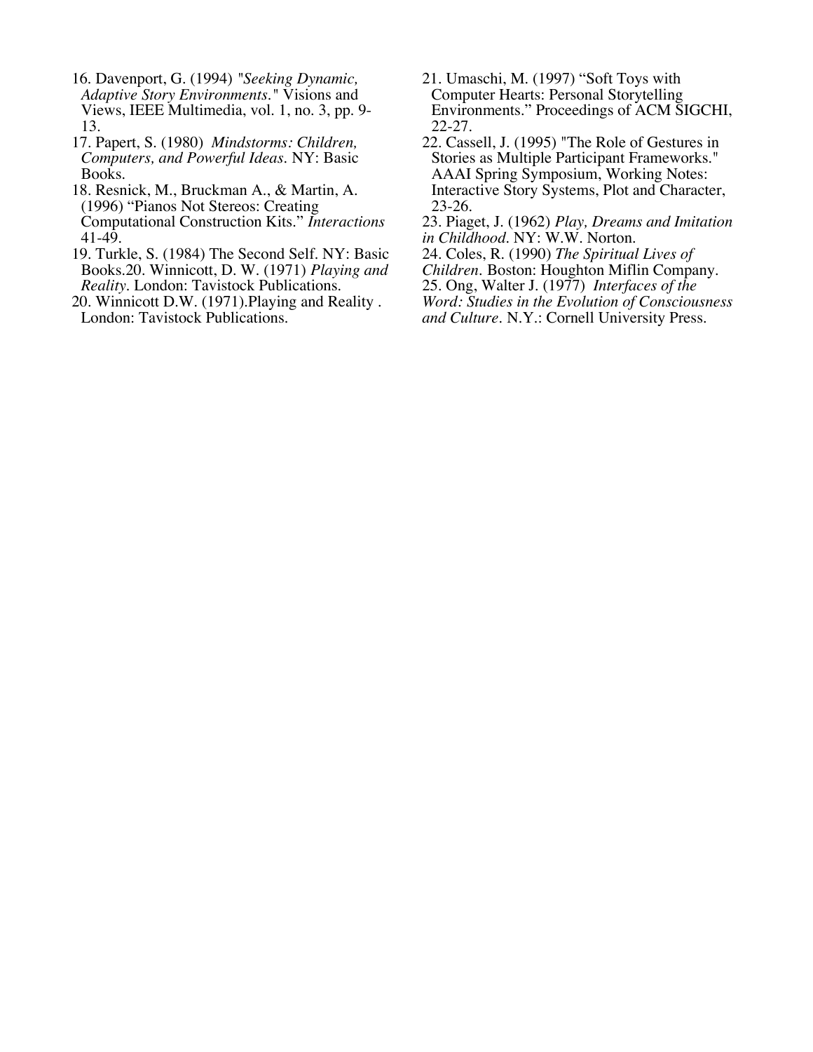16. Davenport, G. (1994) "*Seeking Dynamic, Adaptive Story Environments.*" Visions and Views, IEEE Multimedia, vol. 1, no. 3, pp. 9-13.
17. Papert, S. (1980) *Mindstorms: Children, Computers, and Powerful Ideas.* NY: Basic Books.
18. Resnick, M., Bruckman A., & Martin, A. (1996) "Pianos Not Stereos: Creating Computational Construction Kits." *Interactions* 41-49.
19. Turkle, S. (1984) The Second Self. NY: Basic Books.20. Winnicott, D. W. (1971) *Playing and Reality*. London: Tavistock Publications.
20. Winnicott D.W. (1971).Playing and Reality . London: Tavistock Publications.
21. Umaschi, M. (1997) "Soft Toys with Computer Hearts: Personal Storytelling Environments." Proceedings of ACM SIGCHI, 22-27.
22. Cassell, J. (1995) "The Role of Gestures in Stories as Multiple Participant Frameworks." AAAI Spring Symposium, Working Notes: Interactive Story Systems, Plot and Character, 23-26.
23. Piaget, J. (1962) *Play, Dreams and Imitation in Childhood.* NY: W.W. Norton.
24. Coles, R. (1990) *The Spiritual Lives of Children.* Boston: Houghton Miflin Company.
25. Ong, Walter J. (1977) *Interfaces of the Word: Studies in the Evolution of Consciousness and Culture.* N.Y.: Cornell University Press.